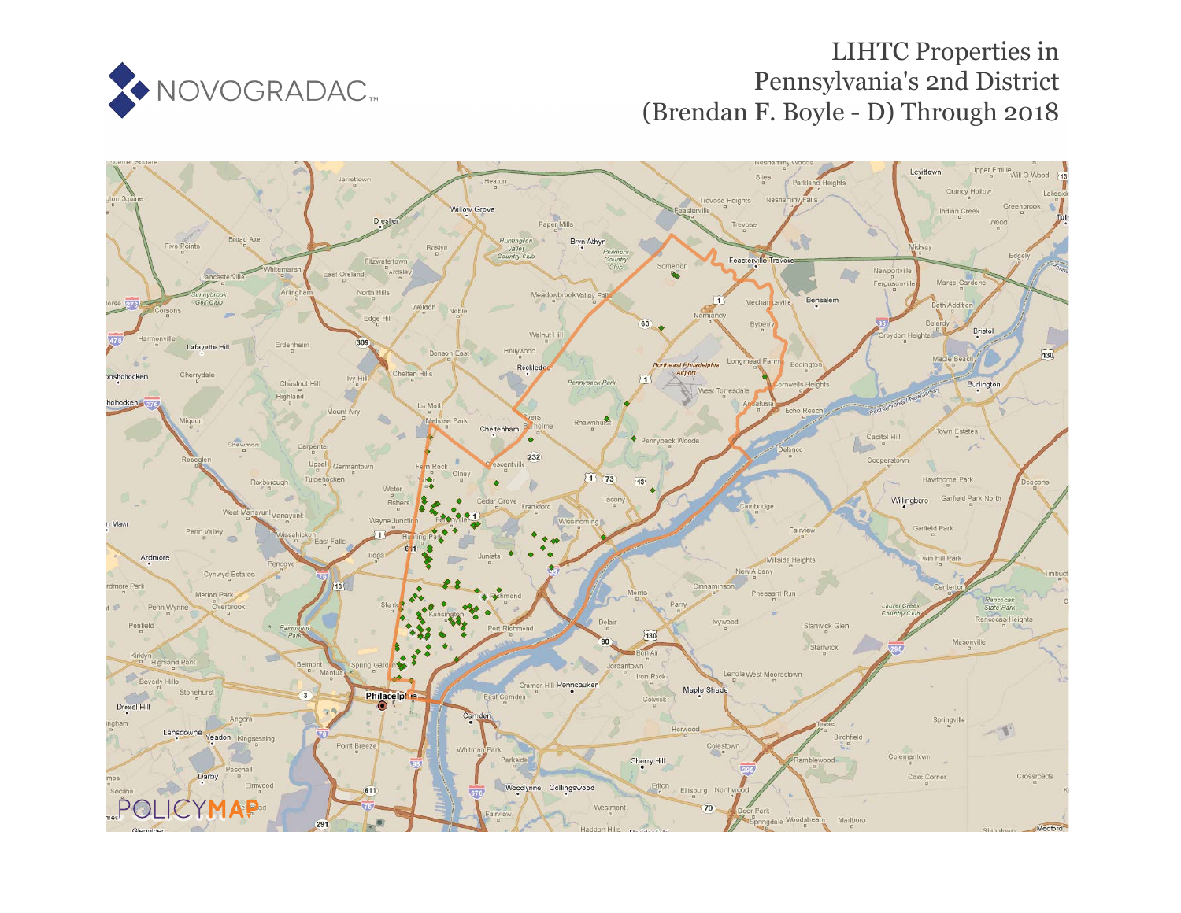# LIHTC Properties in Pennsylvania's 2nd District (Brendan F. Boyle - D) Through 2018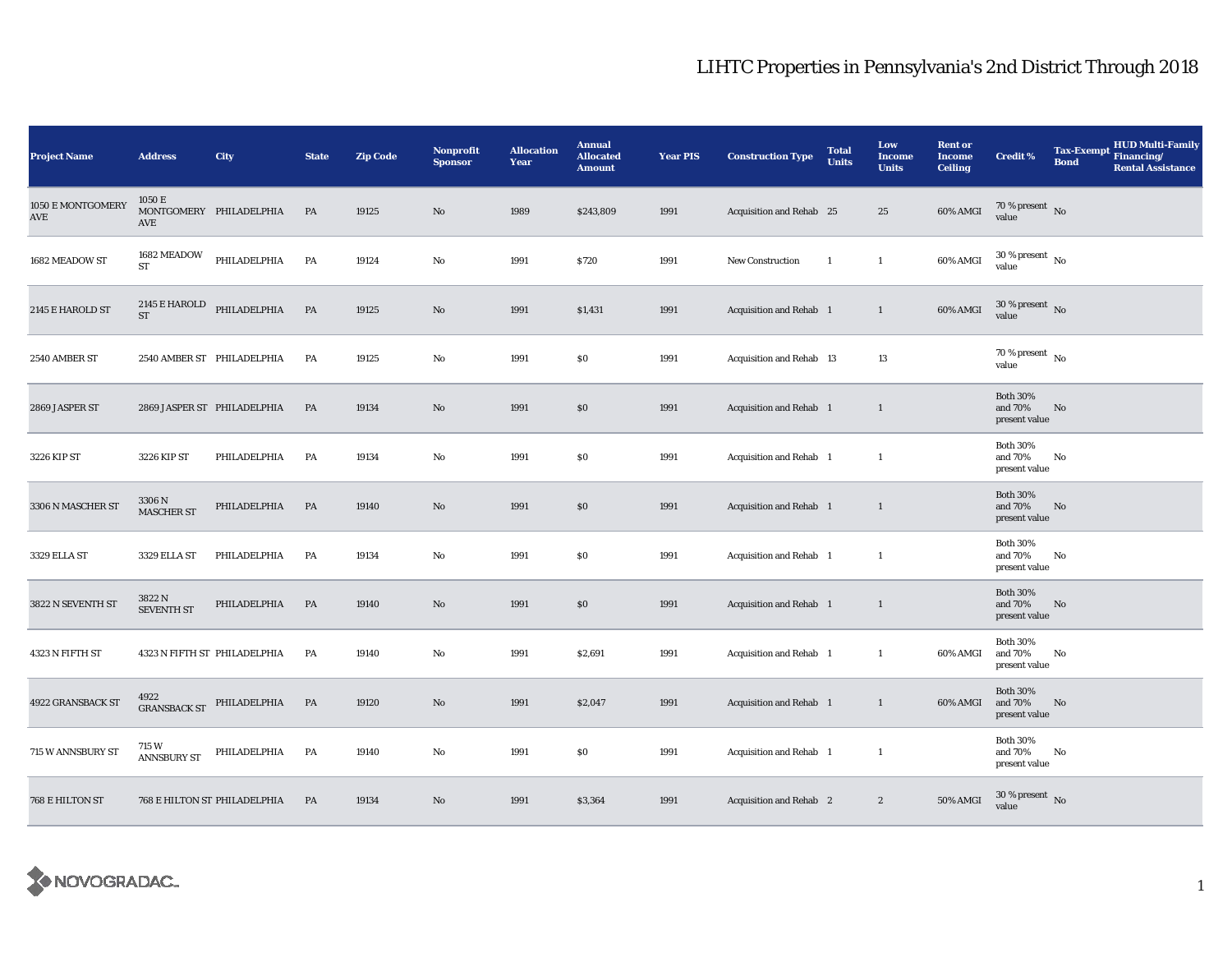# LIHTC Properties in Pennsylvania's 2nd District Through 2018

| Project Name | Address | City | State | Zip Code | Nonprofit Sponsor | Allocation Year | Annual Allocated Amount | Year PIS | Construction Type | Total Units | Low Income Units | Rent or Income Ceiling | Credit % | Tax-Exempt Bond | HUD Multi-Family Financing/ Rental Assistance |
|---|---|---|---|---|---|---|---|---|---|---|---|---|---|---|---|
| 1050 E MONTGOMERY AVE | 1050 E MONTGOMERY AVE | PHILADELPHIA | PA | 19125 | No | 1989 | $243,809 | 1991 | Acquisition and Rehab | 25 | 25 | 60% AMGI | 70 % present value | No | |
| 1682 MEADOW ST | 1682 MEADOW ST | PHILADELPHIA | PA | 19124 | No | 1991 | $720 | 1991 | New Construction | 1 | 1 | 60% AMGI | 30 % present value | No | |
| 2145 E HAROLD ST | 2145 E HAROLD ST | PHILADELPHIA | PA | 19125 | No | 1991 | $1,431 | 1991 | Acquisition and Rehab | 1 | 1 | 60% AMGI | 30 % present value | No | |
| 2540 AMBER ST | 2540 AMBER ST | PHILADELPHIA | PA | 19125 | No | 1991 | $0 | 1991 | Acquisition and Rehab | 13 | 13 | | 70 % present value | No | |
| 2869 JASPER ST | 2869 JASPER ST | PHILADELPHIA | PA | 19134 | No | 1991 | $0 | 1991 | Acquisition and Rehab | 1 | 1 | | Both 30% and 70% present value | No | |
| 3226 KIP ST | 3226 KIP ST | PHILADELPHIA | PA | 19134 | No | 1991 | $0 | 1991 | Acquisition and Rehab | 1 | 1 | | Both 30% and 70% present value | No | |
| 3306 N MASCHER ST | 3306 N MASCHER ST | PHILADELPHIA | PA | 19140 | No | 1991 | $0 | 1991 | Acquisition and Rehab | 1 | 1 | | Both 30% and 70% present value | No | |
| 3329 ELLA ST | 3329 ELLA ST | PHILADELPHIA | PA | 19134 | No | 1991 | $0 | 1991 | Acquisition and Rehab | 1 | 1 | | Both 30% and 70% present value | No | |
| 3822 N SEVENTH ST | 3822 N SEVENTH ST | PHILADELPHIA | PA | 19140 | No | 1991 | $0 | 1991 | Acquisition and Rehab | 1 | 1 | | Both 30% and 70% present value | No | |
| 4323 N FIFTH ST | 4323 N FIFTH ST | PHILADELPHIA | PA | 19140 | No | 1991 | $2,691 | 1991 | Acquisition and Rehab | 1 | 1 | 60% AMGI | Both 30% and 70% present value | No | |
| 4922 GRANSBACK ST | 4922 GRANSBACK ST | PHILADELPHIA | PA | 19120 | No | 1991 | $2,047 | 1991 | Acquisition and Rehab | 1 | 1 | 60% AMGI | Both 30% and 70% present value | No | |
| 715 W ANNSBURY ST | 715 W ANNSBURY ST | PHILADELPHIA | PA | 19140 | No | 1991 | $0 | 1991 | Acquisition and Rehab | 1 | 1 | | Both 30% and 70% present value | No | |
| 768 E HILTON ST | 768 E HILTON ST | PHILADELPHIA | PA | 19134 | No | 1991 | $3,364 | 1991 | Acquisition and Rehab | 2 | 2 | 50% AMGI | 30 % present value | No | |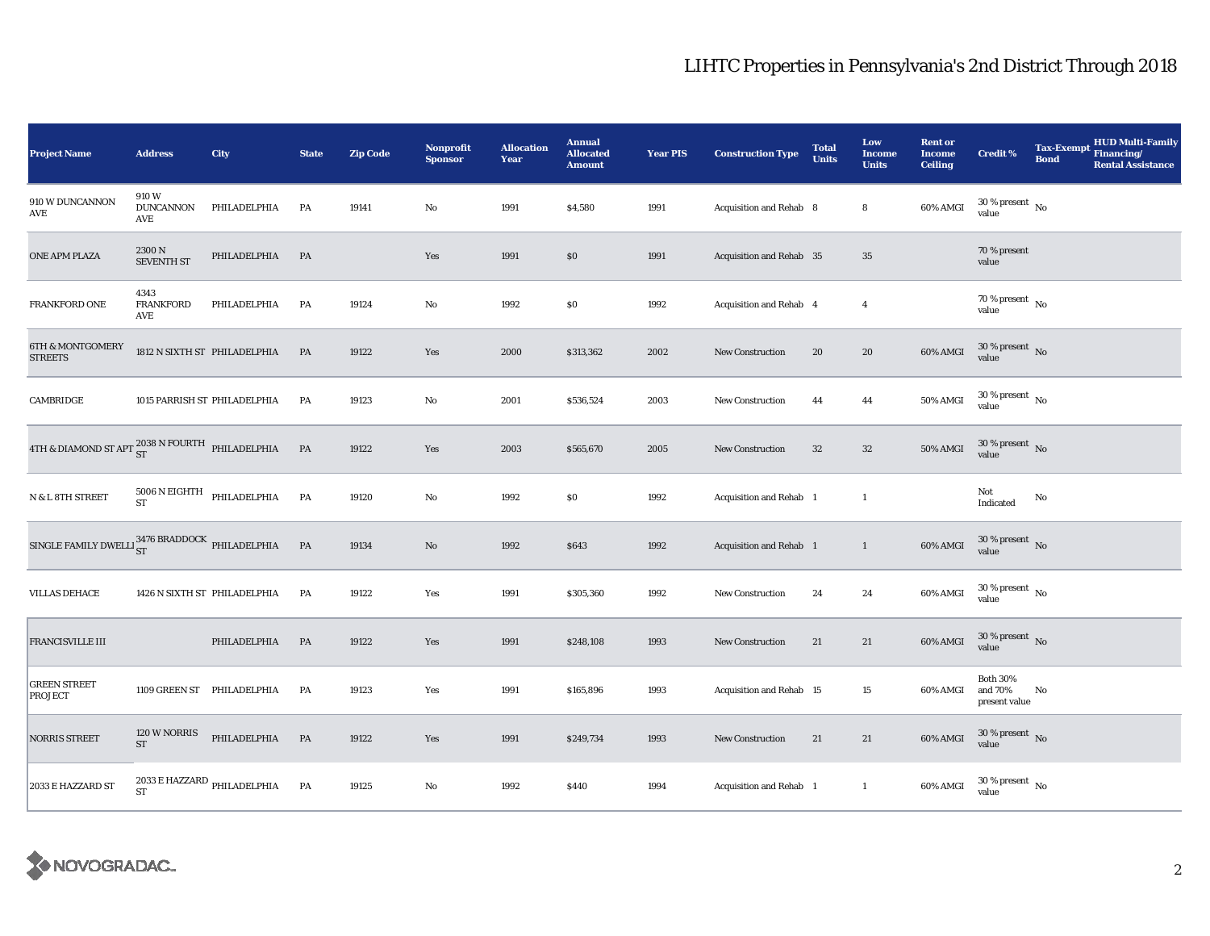# LIHTC Properties in Pennsylvania's 2nd District Through 2018

| Project Name | Address | City | State | Zip Code | Nonprofit Sponsor | Allocation Year | Annual Allocated Amount | Year PIS | Construction Type | Total Units | Low Income Units | Rent or Income Ceiling | Credit % | Tax-Exempt Bond | HUD Multi-Family Financing/ Rental Assistance |
|---|---|---|---|---|---|---|---|---|---|---|---|---|---|---|---|
| 910 W DUNCANNON AVE | 910 W DUNCANNON AVE | PHILADELPHIA | PA | 19141 | No | 1991 | $4,580 | 1991 | Acquisition and Rehab | 8 | 8 | 60% AMGI | 30 % present value | No | |
| ONE APM PLAZA | 2300 N SEVENTH ST | PHILADELPHIA | PA | | Yes | 1991 | $0 | 1991 | Acquisition and Rehab | 35 | 35 | | 70 % present value | | |
| FRANKFORD ONE | 4343 FRANKFORD AVE | PHILADELPHIA | PA | 19124 | No | 1992 | $0 | 1992 | Acquisition and Rehab | 4 | 4 | | 70 % present value | No | |
| 6TH & MONTGOMERY STREETS | 1812 N SIXTH ST | PHILADELPHIA | PA | 19122 | Yes | 2000 | $313,362 | 2002 | New Construction | 20 | 20 | 60% AMGI | 30 % present value | No | |
| CAMBRIDGE | 1015 PARRISH ST | PHILADELPHIA | PA | 19123 | No | 2001 | $536,524 | 2003 | New Construction | 44 | 44 | 50% AMGI | 30 % present value | No | |
| 4TH & DIAMOND ST APT | 2038 N FOURTH ST | PHILADELPHIA | PA | 19122 | Yes | 2003 | $565,670 | 2005 | New Construction | 32 | 32 | 50% AMGI | 30 % present value | No | |
| N & L 8TH STREET | 5006 N EIGHTH ST | PHILADELPHIA | PA | 19120 | No | 1992 | $0 | 1992 | Acquisition and Rehab | 1 | 1 | | Not Indicated | No | |
| SINGLE FAMILY DWELLI | 3476 BRADDOCK ST | PHILADELPHIA | PA | 19134 | No | 1992 | $643 | 1992 | Acquisition and Rehab | 1 | 1 | 60% AMGI | 30 % present value | No | |
| VILLAS DEHACE | 1426 N SIXTH ST | PHILADELPHIA | PA | 19122 | Yes | 1991 | $305,360 | 1992 | New Construction | 24 | 24 | 60% AMGI | 30 % present value | No | |
| FRANCISVILLE III | | PHILADELPHIA | PA | 19122 | Yes | 1991 | $248,108 | 1993 | New Construction | 21 | 21 | 60% AMGI | 30 % present value | No | |
| GREEN STREET PROJECT | 1109 GREEN ST | PHILADELPHIA | PA | 19123 | Yes | 1991 | $165,896 | 1993 | Acquisition and Rehab | 15 | 15 | 60% AMGI | Both 30% and 70% present value | No | |
| NORRIS STREET | 120 W NORRIS ST | PHILADELPHIA | PA | 19122 | Yes | 1991 | $249,734 | 1993 | New Construction | 21 | 21 | 60% AMGI | 30 % present value | No | |
| 2033 E HAZZARD ST | 2033 E HAZZARD ST | PHILADELPHIA | PA | 19125 | No | 1992 | $440 | 1994 | Acquisition and Rehab | 1 | 1 | 60% AMGI | 30 % present value | No | |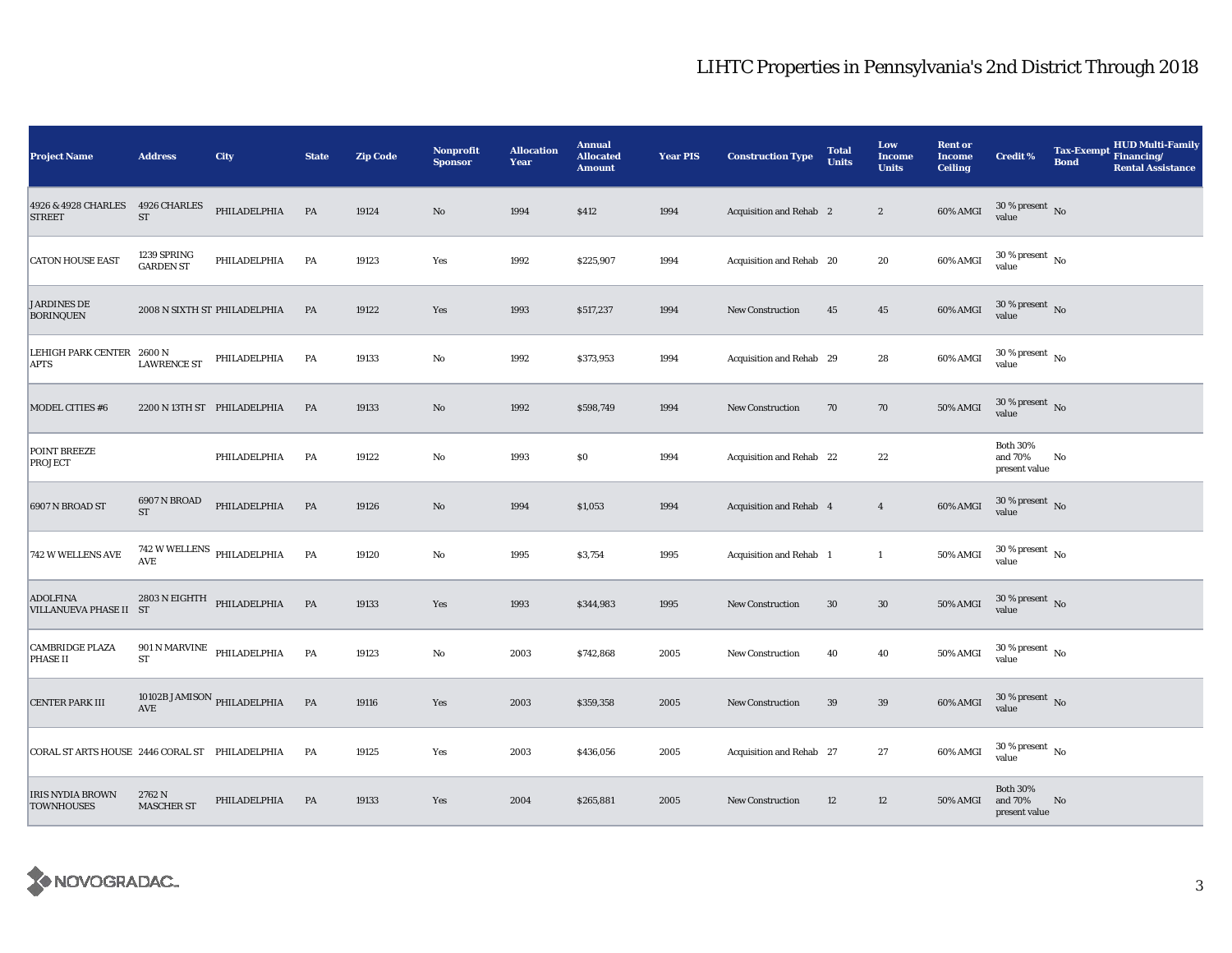# LIHTC Properties in Pennsylvania's 2nd District Through 2018

| Project Name | Address | City | State | Zip Code | Nonprofit Sponsor | Allocation Year | Annual Allocated Amount | Year PIS | Construction Type | Total Units | Low Income Units | Rent or Income Ceiling | Credit % | Tax-Exempt Bond | HUD Multi-Family Financing/ Rental Assistance |
|---|---|---|---|---|---|---|---|---|---|---|---|---|---|---|---|
| 4926 & 4928 CHARLES STREET | 4926 CHARLES ST | PHILADELPHIA | PA | 19124 | No | 1994 | $412 | 1994 | Acquisition and Rehab | 2 | 2 | 60% AMGI | 30 % present value | No | |
| CATON HOUSE EAST | 1239 SPRING GARDEN ST | PHILADELPHIA | PA | 19123 | Yes | 1992 | $225,907 | 1994 | Acquisition and Rehab | 20 | 20 | 60% AMGI | 30 % present value | No | |
| JARDINES DE BORINQUEN | 2008 N SIXTH ST | PHILADELPHIA | PA | 19122 | Yes | 1993 | $517,237 | 1994 | New Construction | 45 | 45 | 60% AMGI | 30 % present value | No | |
| LEHIGH PARK CENTER APTS | 2600 N LAWRENCE ST | PHILADELPHIA | PA | 19133 | No | 1992 | $373,953 | 1994 | Acquisition and Rehab | 29 | 28 | 60% AMGI | 30 % present value | No | |
| MODEL CITIES #6 | 2200 N 13TH ST | PHILADELPHIA | PA | 19133 | No | 1992 | $598,749 | 1994 | New Construction | 70 | 70 | 50% AMGI | 30 % present value | No | |
| POINT BREEZE PROJECT | | PHILADELPHIA | PA | 19122 | No | 1993 | $0 | 1994 | Acquisition and Rehab | 22 | 22 | | Both 30% and 70% present value | No | |
| 6907 N BROAD ST | 6907 N BROAD ST | PHILADELPHIA | PA | 19126 | No | 1994 | $1,053 | 1994 | Acquisition and Rehab | 4 | 4 | 60% AMGI | 30 % present value | No | |
| 742 W WELLENS AVE | 742 W WELLENS AVE | PHILADELPHIA | PA | 19120 | No | 1995 | $3,754 | 1995 | Acquisition and Rehab | 1 | 1 | 50% AMGI | 30 % present value | No | |
| ADOLFINA VILLANUEVA PHASE II | 2803 N EIGHTH ST | PHILADELPHIA | PA | 19133 | Yes | 1993 | $344,983 | 1995 | New Construction | 30 | 30 | 50% AMGI | 30 % present value | No | |
| CAMBRIDGE PLAZA PHASE II | 901 N MARVINE ST | PHILADELPHIA | PA | 19123 | No | 2003 | $742,868 | 2005 | New Construction | 40 | 40 | 50% AMGI | 30 % present value | No | |
| CENTER PARK III | 10102B JAMISON AVE | PHILADELPHIA | PA | 19116 | Yes | 2003 | $359,358 | 2005 | New Construction | 39 | 39 | 60% AMGI | 30 % present value | No | |
| CORAL ST ARTS HOUSE | 2446 CORAL ST | PHILADELPHIA | PA | 19125 | Yes | 2003 | $436,056 | 2005 | Acquisition and Rehab | 27 | 27 | 60% AMGI | 30 % present value | No | |
| IRIS NYDIA BROWN TOWNHOUSES | 2762 N MASCHER ST | PHILADELPHIA | PA | 19133 | Yes | 2004 | $265,881 | 2005 | New Construction | 12 | 12 | 50% AMGI | Both 30% and 70% present value | No | |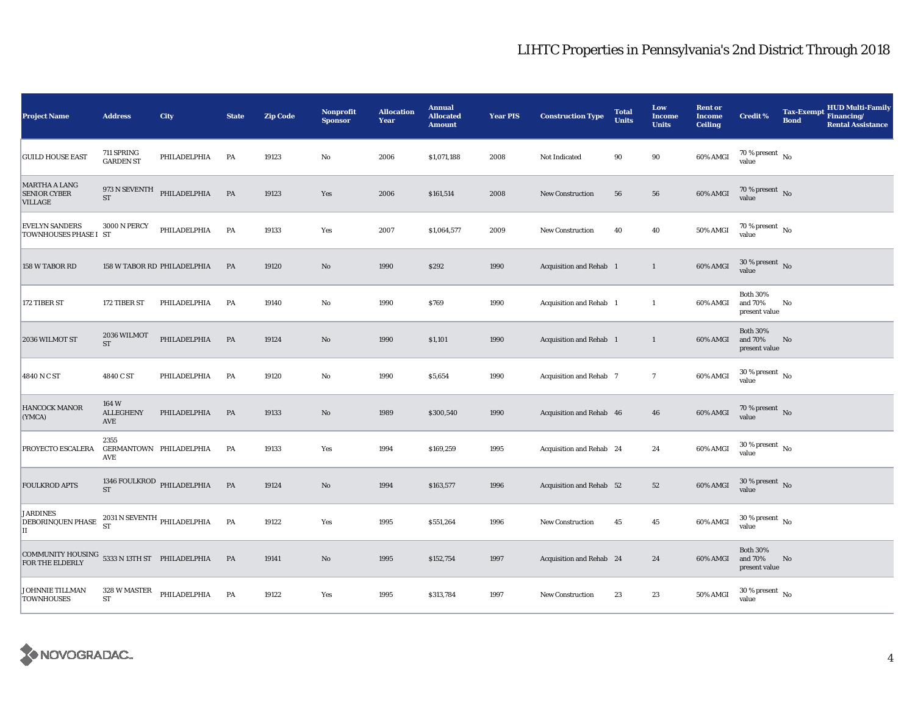# LIHTC Properties in Pennsylvania's 2nd District Through 2018

| Project Name | Address | City | State | Zip Code | Nonprofit Sponsor | Allocation Year | Annual Allocated Amount | Year PIS | Construction Type | Total Units | Low Income Units | Rent or Income Ceiling | Credit % | Tax-Exempt Bond | HUD Multi-Family Financing/ Rental Assistance |
|---|---|---|---|---|---|---|---|---|---|---|---|---|---|---|---|
| GUILD HOUSE EAST | 711 SPRING GARDEN ST | PHILADELPHIA | PA | 19123 | No | 2006 | $1,071,188 | 2008 | Not Indicated | 90 | 90 | 60% AMGI | 70 % present value | No | |
| MARTHA A LANG SENIOR CYBER VILLAGE | 973 N SEVENTH ST | PHILADELPHIA | PA | 19123 | Yes | 2006 | $161,514 | 2008 | New Construction | 56 | 56 | 60% AMGI | 70 % present value | No | |
| EVELYN SANDERS TOWNHOUSES PHASE I | 3000 N PERCY ST | PHILADELPHIA | PA | 19133 | Yes | 2007 | $1,064,577 | 2009 | New Construction | 40 | 40 | 50% AMGI | 70 % present value | No | |
| 158 W TABOR RD | 158 W TABOR RD | PHILADELPHIA | PA | 19120 | No | 1990 | $292 | 1990 | Acquisition and Rehab | 1 | 1 | 60% AMGI | 30 % present value | No | |
| 172 TIBER ST | 172 TIBER ST | PHILADELPHIA | PA | 19140 | No | 1990 | $769 | 1990 | Acquisition and Rehab | 1 | 1 | 60% AMGI | Both 30% and 70% present value | No | |
| 2036 WILMOT ST | 2036 WILMOT ST | PHILADELPHIA | PA | 19124 | No | 1990 | $1,101 | 1990 | Acquisition and Rehab | 1 | 1 | 60% AMGI | Both 30% and 70% present value | No | |
| 4840 N C ST | 4840 C ST | PHILADELPHIA | PA | 19120 | No | 1990 | $5,654 | 1990 | Acquisition and Rehab | 7 | 7 | 60% AMGI | 30 % present value | No | |
| HANCOCK MANOR (YMCA) | 164 W ALLEGHENY AVE | PHILADELPHIA | PA | 19133 | No | 1989 | $300,540 | 1990 | Acquisition and Rehab | 46 | 46 | 60% AMGI | 70 % present value | No | |
| PROYECTO ESCALERA | 2355 GERMANTOWN AVE | PHILADELPHIA | PA | 19133 | Yes | 1994 | $169,259 | 1995 | Acquisition and Rehab | 24 | 24 | 60% AMGI | 30 % present value | No | |
| FOULKROD APTS | 1346 FOULKROD ST | PHILADELPHIA | PA | 19124 | No | 1994 | $163,577 | 1996 | Acquisition and Rehab | 52 | 52 | 60% AMGI | 30 % present value | No | |
| JARDINES DEBORINQUEN PHASE II | 2031 N SEVENTH ST | PHILADELPHIA | PA | 19122 | Yes | 1995 | $551,264 | 1996 | New Construction | 45 | 45 | 60% AMGI | 30 % present value | No | |
| COMMUNITY HOUSING FOR THE ELDERLY | 5333 N 13TH ST | PHILADELPHIA | PA | 19141 | No | 1995 | $152,754 | 1997 | Acquisition and Rehab | 24 | 24 | 60% AMGI | Both 30% and 70% present value | No | |
| JOHNNIE TILLMAN TOWNHOUSES | 328 W MASTER ST | PHILADELPHIA | PA | 19122 | Yes | 1995 | $313,784 | 1997 | New Construction | 23 | 23 | 50% AMGI | 30 % present value | No | |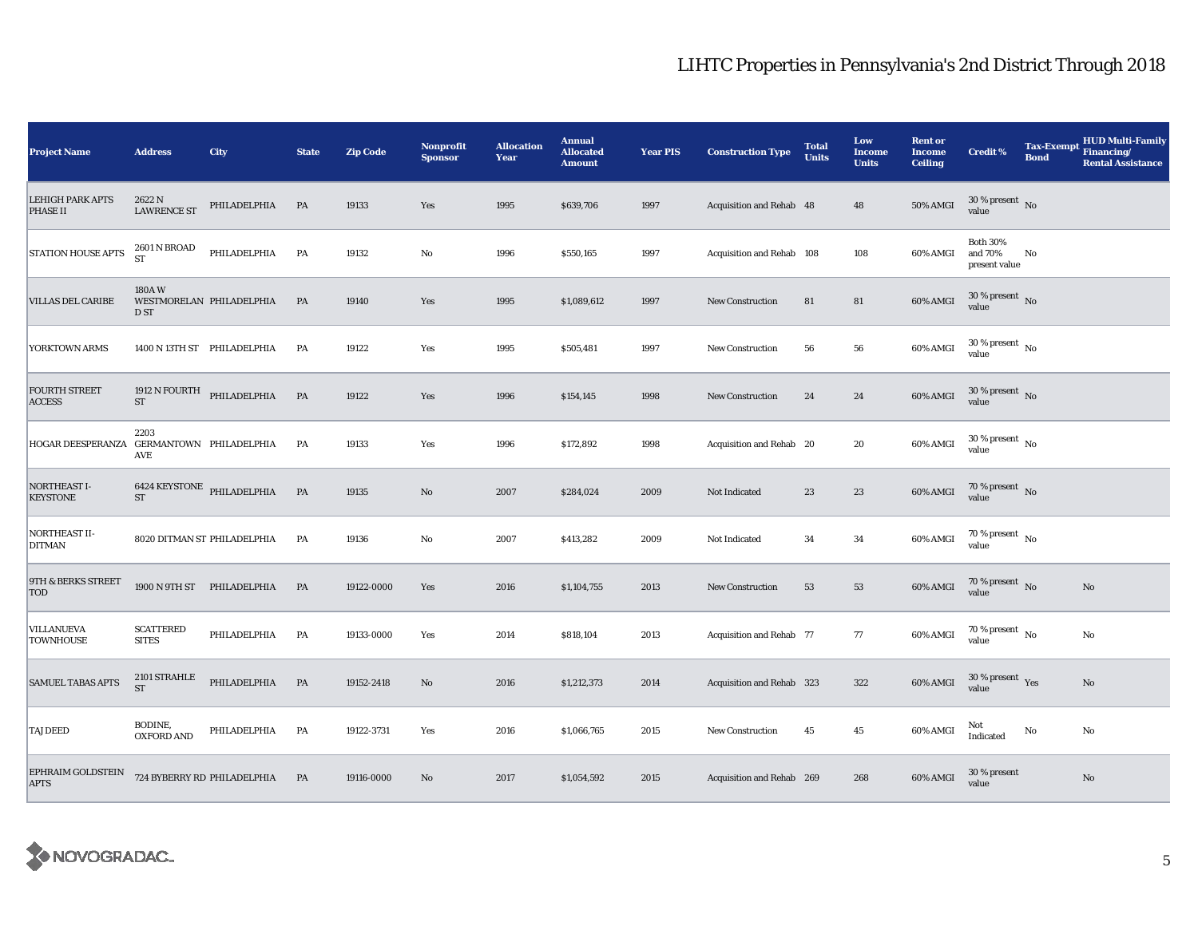# LIHTC Properties in Pennsylvania's 2nd District Through 2018

| Project Name | Address | City | State | Zip Code | Nonprofit Sponsor | Allocation Year | Annual Allocated Amount | Year PIS | Construction Type | Total Units | Low Income Units | Rent or Income Ceiling | Credit % | Tax-Exempt Bond | HUD Multi-Family Financing/ Rental Assistance |
|---|---|---|---|---|---|---|---|---|---|---|---|---|---|---|---|
| LEHIGH PARK APTS PHASE II | 2622 N LAWRENCE ST | PHILADELPHIA | PA | 19133 | Yes | 1995 | $639,706 | 1997 | Acquisition and Rehab | 48 | 48 | 50% AMGI | 30 % present value | No | |
| STATION HOUSE APTS | 2601 N BROAD ST | PHILADELPHIA | PA | 19132 | No | 1996 | $550,165 | 1997 | Acquisition and Rehab | 108 | 108 | 60% AMGI | Both 30% and 70% present value | No | |
| VILLAS DEL CARIBE | 180A W WESTMORELAND ST | PHILADELPHIA | PA | 19140 | Yes | 1995 | $1,089,612 | 1997 | New Construction | 81 | 81 | 60% AMGI | 30 % present value | No | |
| YORKTOWN ARMS | 1400 N 13TH ST | PHILADELPHIA | PA | 19122 | Yes | 1995 | $505,481 | 1997 | New Construction | 56 | 56 | 60% AMGI | 30 % present value | No | |
| FOURTH STREET ACCESS | 1912 N FOURTH ST | PHILADELPHIA | PA | 19122 | Yes | 1996 | $154,145 | 1998 | New Construction | 24 | 24 | 60% AMGI | 30 % present value | No | |
| HOGAR DEESPERANZA | 2203 GERMANTOWN AVE | PHILADELPHIA | PA | 19133 | Yes | 1996 | $172,892 | 1998 | Acquisition and Rehab | 20 | 20 | 60% AMGI | 30 % present value | No | |
| NORTHEAST I-KEYSTONE | 6424 KEYSTONE ST | PHILADELPHIA | PA | 19135 | No | 2007 | $284,024 | 2009 | Not Indicated | 23 | 23 | 60% AMGI | 70 % present value | No | |
| NORTHEAST II-DITMAN | 8020 DITMAN ST | PHILADELPHIA | PA | 19136 | No | 2007 | $413,282 | 2009 | Not Indicated | 34 | 34 | 60% AMGI | 70 % present value | No | |
| 9TH & BERKS STREET TOD | 1900 N 9TH ST | PHILADELPHIA | PA | 19122-0000 | Yes | 2016 | $1,104,755 | 2013 | New Construction | 53 | 53 | 60% AMGI | 70 % present value | No | No |
| VILLANUEVA TOWNHOUSE | SCATTERED SITES | PHILADELPHIA | PA | 19133-0000 | Yes | 2014 | $818,104 | 2013 | Acquisition and Rehab | 77 | 77 | 60% AMGI | 70 % present value | No | No |
| SAMUEL TABAS APTS | 2101 STRAHLE ST | PHILADELPHIA | PA | 19152-2418 | No | 2016 | $1,212,373 | 2014 | Acquisition and Rehab | 323 | 322 | 60% AMGI | 30 % present value | Yes | No |
| TAJ DEED | BODINE, OXFORD AND | PHILADELPHIA | PA | 19122-3731 | Yes | 2016 | $1,066,765 | 2015 | New Construction | 45 | 45 | 60% AMGI | Not Indicated | No | No |
| EPHRAIM GOLDSTEIN APTS | 724 BYBERRY RD | PHILADELPHIA | PA | 19116-0000 | No | 2017 | $1,054,592 | 2015 | Acquisition and Rehab | 269 | 268 | 60% AMGI | 30 % present value | | No |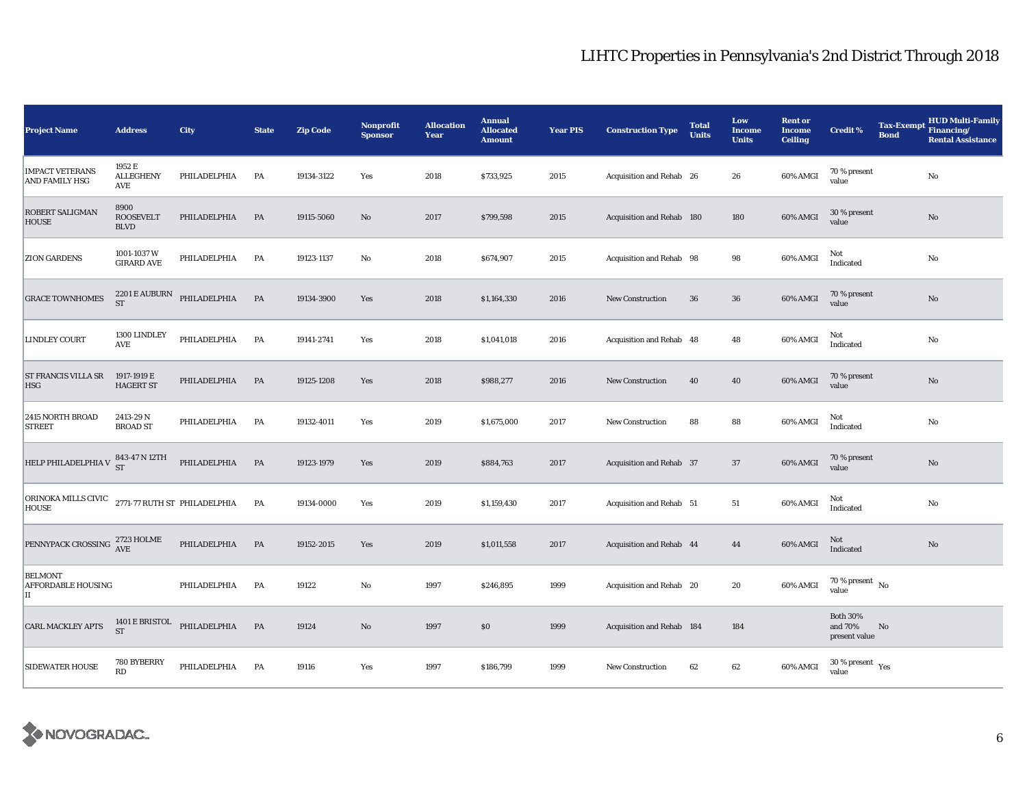# LIHTC Properties in Pennsylvania's 2nd District Through 2018

| Project Name | Address | City | State | Zip Code | Nonprofit Sponsor | Allocation Year | Annual Allocated Amount | Year PIS | Construction Type | Total Units | Low Income Units | Rent or Income Ceiling | Credit % | Tax-Exempt Bond | HUD Multi-Family Financing/ Rental Assistance |
|---|---|---|---|---|---|---|---|---|---|---|---|---|---|---|---|
| IMPACT VETERANS AND FAMILY HSG | 1952 E ALLEGHENY AVE | PHILADELPHIA | PA | 19134-3122 | Yes | 2018 | $733,925 | 2015 | Acquisition and Rehab | 26 | 26 | 60% AMGI | 70 % present value | | No |
| ROBERT SALIGMAN HOUSE | 8900 ROOSEVELT BLVD | PHILADELPHIA | PA | 19115-5060 | No | 2017 | $799,598 | 2015 | Acquisition and Rehab | 180 | 180 | 60% AMGI | 30 % present value | | No |
| ZION GARDENS | 1001-1037 W GIRARD AVE | PHILADELPHIA | PA | 19123-1137 | No | 2018 | $674,907 | 2015 | Acquisition and Rehab | 98 | 98 | 60% AMGI | Not Indicated | | No |
| GRACE TOWNHOMES | 2201 E AUBURN ST | PHILADELPHIA | PA | 19134-3900 | Yes | 2018 | $1,164,330 | 2016 | New Construction | 36 | 36 | 60% AMGI | 70 % present value | | No |
| LINDLEY COURT | 1300 LINDLEY AVE | PHILADELPHIA | PA | 19141-2741 | Yes | 2018 | $1,041,018 | 2016 | Acquisition and Rehab | 48 | 48 | 60% AMGI | Not Indicated | | No |
| ST FRANCIS VILLA SR HSG | 1917-1919 E HAGERT ST | PHILADELPHIA | PA | 19125-1208 | Yes | 2018 | $988,277 | 2016 | New Construction | 40 | 40 | 60% AMGI | 70 % present value | | No |
| 2415 NORTH BROAD STREET | 2413-29 N BROAD ST | PHILADELPHIA | PA | 19132-4011 | Yes | 2019 | $1,675,000 | 2017 | New Construction | 88 | 88 | 60% AMGI | Not Indicated | | No |
| HELP PHILADELPHIA V | 843-47 N 12TH ST | PHILADELPHIA | PA | 19123-1979 | Yes | 2019 | $884,763 | 2017 | Acquisition and Rehab | 37 | 37 | 60% AMGI | 70 % present value | | No |
| ORINOKA MILLS CIVIC HOUSE | 2771-77 RUTH ST | PHILADELPHIA | PA | 19134-0000 | Yes | 2019 | $1,159,430 | 2017 | Acquisition and Rehab | 51 | 51 | 60% AMGI | Not Indicated | | No |
| PENNYPACK CROSSING | 2723 HOLME AVE | PHILADELPHIA | PA | 19152-2015 | Yes | 2019 | $1,011,558 | 2017 | Acquisition and Rehab | 44 | 44 | 60% AMGI | Not Indicated | | No |
| BELMONT AFFORDABLE HOUSING II | | PHILADELPHIA | PA | 19122 | No | 1997 | $246,895 | 1999 | Acquisition and Rehab | 20 | 20 | 60% AMGI | 70 % present value | No | |
| CARL MACKLEY APTS | 1401 E BRISTOL ST | PHILADELPHIA | PA | 19124 | No | 1997 | $0 | 1999 | Acquisition and Rehab | 184 | 184 | | Both 30% and 70% present value | No | |
| SIDEWATER HOUSE | 780 BYBERRY RD | PHILADELPHIA | PA | 19116 | Yes | 1997 | $186,799 | 1999 | New Construction | 62 | 62 | 60% AMGI | 30 % present value | Yes | |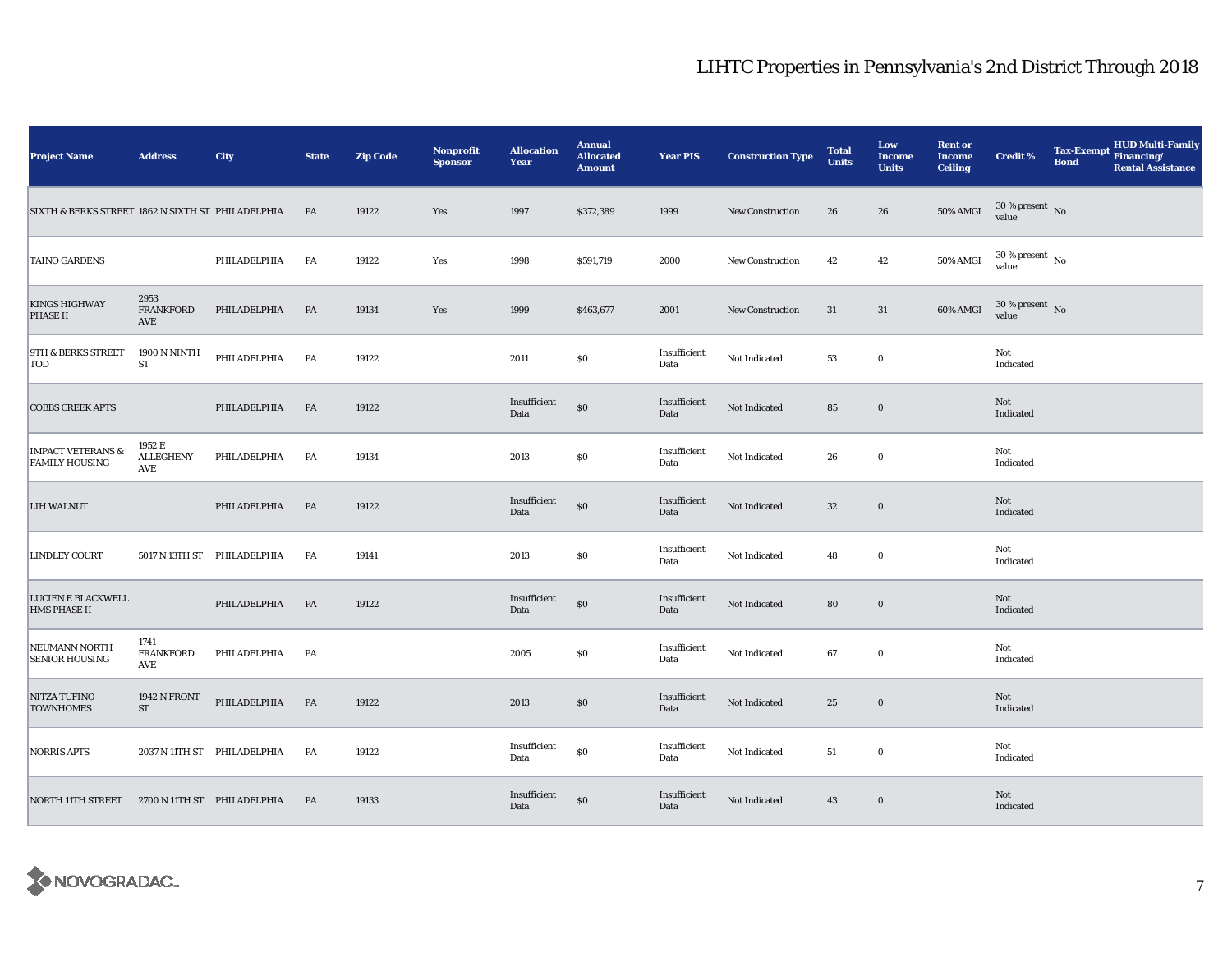# LIHTC Properties in Pennsylvania's 2nd District Through 2018

| Project Name | Address | City | State | Zip Code | Nonprofit Sponsor | Allocation Year | Annual Allocated Amount | Year PIS | Construction Type | Total Units | Low Income Units | Rent or Income Ceiling | Credit % | Tax-Exempt Bond | HUD Multi-Family Financing/ Rental Assistance |
|---|---|---|---|---|---|---|---|---|---|---|---|---|---|---|---|
| SIXTH & BERKS STREET | 1862 N SIXTH ST | PHILADELPHIA | PA | 19122 | Yes | 1997 | $372,389 | 1999 | New Construction | 26 | 26 | 50% AMGI | 30 % present value | No | |
| TAINO GARDENS | | PHILADELPHIA | PA | 19122 | Yes | 1998 | $591,719 | 2000 | New Construction | 42 | 42 | 50% AMGI | 30 % present value | No | |
| KINGS HIGHWAY PHASE II | 2953 FRANKFORD AVE | PHILADELPHIA | PA | 19134 | Yes | 1999 | $463,677 | 2001 | New Construction | 31 | 31 | 60% AMGI | 30 % present value | No | |
| 9TH & BERKS STREET TOD | 1900 N NINTH ST | PHILADELPHIA | PA | 19122 | | 2011 | $0 | Insufficient Data | Not Indicated | 53 | 0 | | Not Indicated | | |
| COBBS CREEK APTS | | PHILADELPHIA | PA | 19122 | | Insufficient Data | $0 | Insufficient Data | Not Indicated | 85 | 0 | | Not Indicated | | |
| IMPACT VETERANS & FAMILY HOUSING | 1952 E ALLEGHENY AVE | PHILADELPHIA | PA | 19134 | | 2013 | $0 | Insufficient Data | Not Indicated | 26 | 0 | | Not Indicated | | |
| LIH WALNUT | | PHILADELPHIA | PA | 19122 | | Insufficient Data | $0 | Insufficient Data | Not Indicated | 32 | 0 | | Not Indicated | | |
| LINDLEY COURT | 5017 N 13TH ST | PHILADELPHIA | PA | 19141 | | 2013 | $0 | Insufficient Data | Not Indicated | 48 | 0 | | Not Indicated | | |
| LUCIEN E BLACKWELL HMS PHASE II | | PHILADELPHIA | PA | 19122 | | Insufficient Data | $0 | Insufficient Data | Not Indicated | 80 | 0 | | Not Indicated | | |
| NEUMANN NORTH SENIOR HOUSING | 1741 FRANKFORD AVE | PHILADELPHIA | PA | | | 2005 | $0 | Insufficient Data | Not Indicated | 67 | 0 | | Not Indicated | | |
| NITZA TUFINO TOWNHOMES | 1942 N FRONT ST | PHILADELPHIA | PA | 19122 | | 2013 | $0 | Insufficient Data | Not Indicated | 25 | 0 | | Not Indicated | | |
| NORRIS APTS | 2037 N 11TH ST | PHILADELPHIA | PA | 19122 | | Insufficient Data | $0 | Insufficient Data | Not Indicated | 51 | 0 | | Not Indicated | | |
| NORTH 11TH STREET | 2700 N 11TH ST | PHILADELPHIA | PA | 19133 | | Insufficient Data | $0 | Insufficient Data | Not Indicated | 43 | 0 | | Not Indicated | | |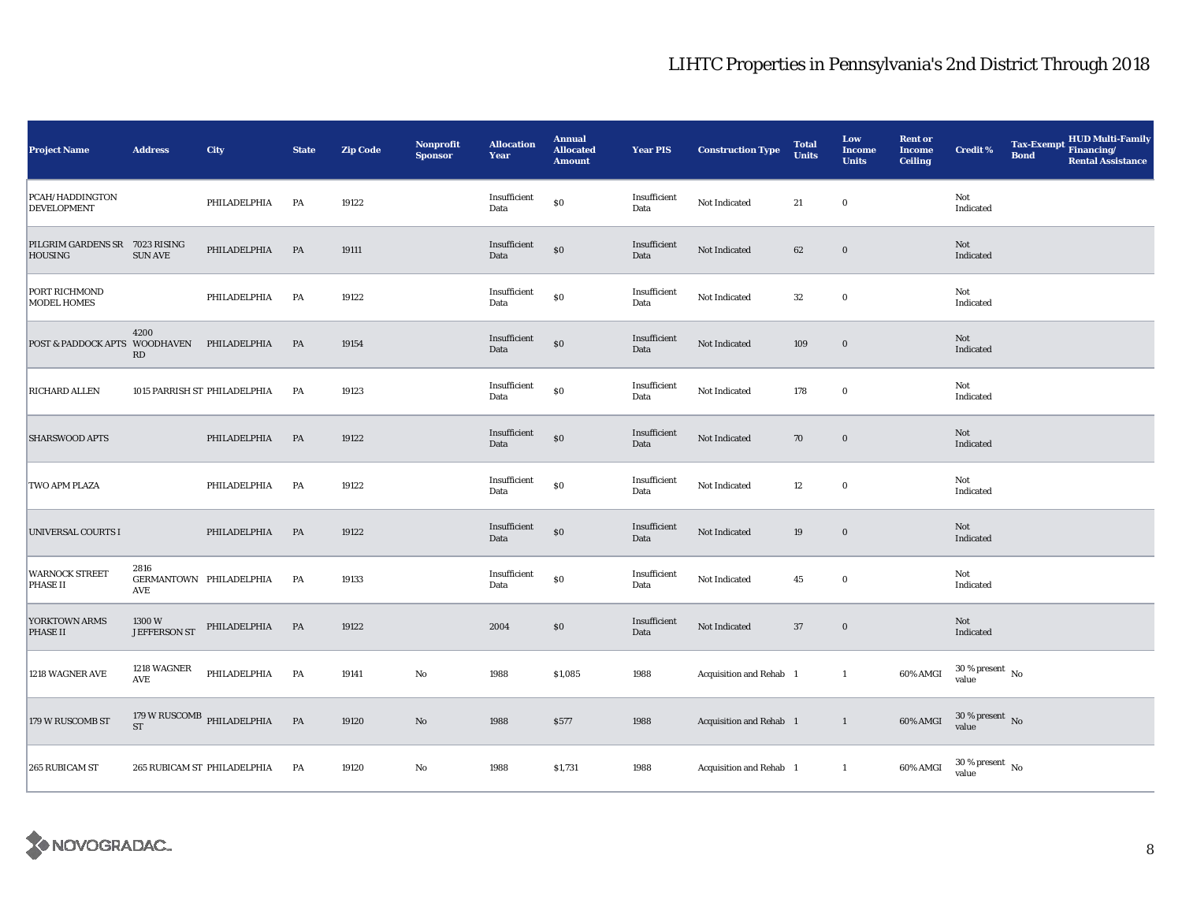# LIHTC Properties in Pennsylvania's 2nd District Through 2018

| Project Name | Address | City | State | Zip Code | Nonprofit Sponsor | Allocation Year | Annual Allocated Amount | Year PIS | Construction Type | Total Units | Low Income Units | Rent or Income Ceiling | Credit % | Tax-Exempt Bond | HUD Multi-Family Financing/ Rental Assistance |
|---|---|---|---|---|---|---|---|---|---|---|---|---|---|---|---|
| PCAH/HADDINGTON DEVELOPMENT | | PHILADELPHIA | PA | 19122 | | Insufficient Data | $0 | Insufficient Data | Not Indicated | 21 | 0 | | Not Indicated | | |
| PILGRIM GARDENS SR HOUSING | 7023 RISING SUN AVE | PHILADELPHIA | PA | 19111 | | Insufficient Data | $0 | Insufficient Data | Not Indicated | 62 | 0 | | Not Indicated | | |
| PORT RICHMOND MODEL HOMES | | PHILADELPHIA | PA | 19122 | | Insufficient Data | $0 | Insufficient Data | Not Indicated | 32 | 0 | | Not Indicated | | |
| POST & PADDOCK APTS | 4200 WOODHAVEN RD | PHILADELPHIA | PA | 19154 | | Insufficient Data | $0 | Insufficient Data | Not Indicated | 109 | 0 | | Not Indicated | | |
| RICHARD ALLEN | 1015 PARRISH ST | PHILADELPHIA | PA | 19123 | | Insufficient Data | $0 | Insufficient Data | Not Indicated | 178 | 0 | | Not Indicated | | |
| SHARSWOOD APTS | | PHILADELPHIA | PA | 19122 | | Insufficient Data | $0 | Insufficient Data | Not Indicated | 70 | 0 | | Not Indicated | | |
| TWO APM PLAZA | | PHILADELPHIA | PA | 19122 | | Insufficient Data | $0 | Insufficient Data | Not Indicated | 12 | 0 | | Not Indicated | | |
| UNIVERSAL COURTS I | | PHILADELPHIA | PA | 19122 | | Insufficient Data | $0 | Insufficient Data | Not Indicated | 19 | 0 | | Not Indicated | | |
| WARNOCK STREET PHASE II | 2816 GERMANTOWN AVE | PHILADELPHIA | PA | 19133 | | Insufficient Data | $0 | Insufficient Data | Not Indicated | 45 | 0 | | Not Indicated | | |
| YORKTOWN ARMS PHASE II | 1300 W JEFFERSON ST | PHILADELPHIA | PA | 19122 | | 2004 | $0 | Insufficient Data | Not Indicated | 37 | 0 | | Not Indicated | | |
| 1218 WAGNER AVE | 1218 WAGNER AVE | PHILADELPHIA | PA | 19141 | No | 1988 | $1,085 | 1988 | Acquisition and Rehab | 1 | 1 | 60% AMGI | 30 % present value | No | |
| 179 W RUSCOMB ST | 179 W RUSCOMB ST | PHILADELPHIA | PA | 19120 | No | 1988 | $577 | 1988 | Acquisition and Rehab | 1 | 1 | 60% AMGI | 30 % present value | No | |
| 265 RUBICAM ST | 265 RUBICAM ST | PHILADELPHIA | PA | 19120 | No | 1988 | $1,731 | 1988 | Acquisition and Rehab | 1 | 1 | 60% AMGI | 30 % present value | No | |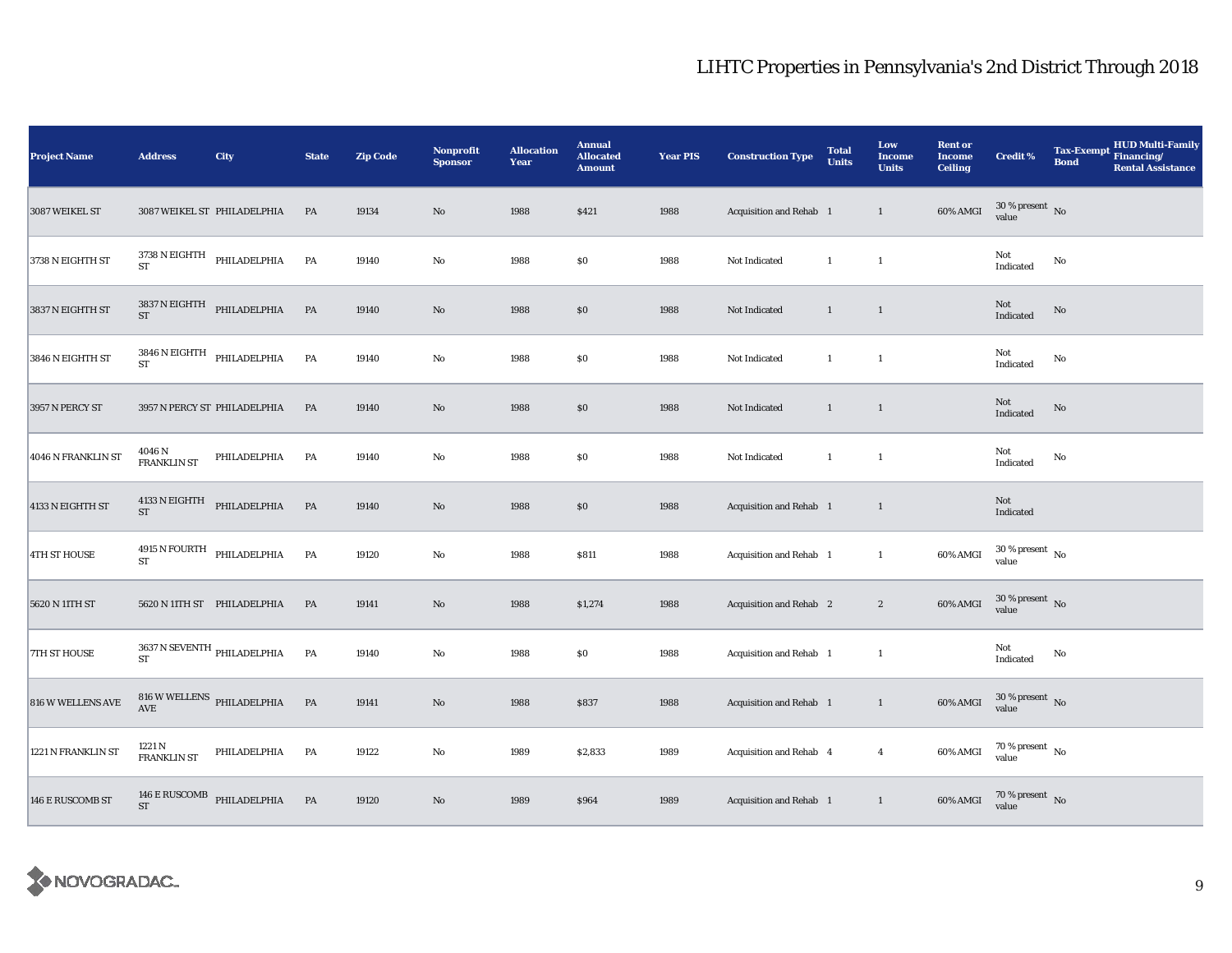## LIHTC Properties in Pennsylvania's 2nd District Through 2018

| Project Name | Address | City | State | Zip Code | Nonprofit Sponsor | Allocation Year | Annual Allocated Amount | Year PIS | Construction Type | Total Units | Low Income Units | Rent or Income Ceiling | Credit % | Tax-Exempt Bond | HUD Multi-Family Financing/ Rental Assistance |
|---|---|---|---|---|---|---|---|---|---|---|---|---|---|---|---|
| 3087 WEIKEL ST | 3087 WEIKEL ST | PHILADELPHIA | PA | 19134 | No | 1988 | $421 | 1988 | Acquisition and Rehab | 1 | 1 | 60% AMGI | 30 % present value | No | |
| 3738 N EIGHTH ST | 3738 N EIGHTH ST | PHILADELPHIA | PA | 19140 | No | 1988 | $0 | 1988 | Not Indicated | 1 | 1 | | Not Indicated | No | |
| 3837 N EIGHTH ST | 3837 N EIGHTH ST | PHILADELPHIA | PA | 19140 | No | 1988 | $0 | 1988 | Not Indicated | 1 | 1 | | Not Indicated | No | |
| 3846 N EIGHTH ST | 3846 N EIGHTH ST | PHILADELPHIA | PA | 19140 | No | 1988 | $0 | 1988 | Not Indicated | 1 | 1 | | Not Indicated | No | |
| 3957 N PERCY ST | 3957 N PERCY ST | PHILADELPHIA | PA | 19140 | No | 1988 | $0 | 1988 | Not Indicated | 1 | 1 | | Not Indicated | No | |
| 4046 N FRANKLIN ST | 4046 N FRANKLIN ST | PHILADELPHIA | PA | 19140 | No | 1988 | $0 | 1988 | Not Indicated | 1 | 1 | | Not Indicated | No | |
| 4133 N EIGHTH ST | 4133 N EIGHTH ST | PHILADELPHIA | PA | 19140 | No | 1988 | $0 | 1988 | Acquisition and Rehab | 1 | 1 | | Not Indicated | | |
| 4TH ST HOUSE | 4915 N FOURTH ST | PHILADELPHIA | PA | 19120 | No | 1988 | $811 | 1988 | Acquisition and Rehab | 1 | 1 | 60% AMGI | 30 % present value | No | |
| 5620 N 11TH ST | 5620 N 11TH ST | PHILADELPHIA | PA | 19141 | No | 1988 | $1,274 | 1988 | Acquisition and Rehab | 2 | 2 | 60% AMGI | 30 % present value | No | |
| 7TH ST HOUSE | 3637 N SEVENTH ST | PHILADELPHIA | PA | 19140 | No | 1988 | $0 | 1988 | Acquisition and Rehab | 1 | 1 | | Not Indicated | No | |
| 816 W WELLENS AVE | 816 W WELLENS AVE | PHILADELPHIA | PA | 19141 | No | 1988 | $837 | 1988 | Acquisition and Rehab | 1 | 1 | 60% AMGI | 30 % present value | No | |
| 1221 N FRANKLIN ST | 1221 N FRANKLIN ST | PHILADELPHIA | PA | 19122 | No | 1989 | $2,833 | 1989 | Acquisition and Rehab | 4 | 4 | 60% AMGI | 70 % present value | No | |
| 146 E RUSCOMB ST | 146 E RUSCOMB ST | PHILADELPHIA | PA | 19120 | No | 1989 | $964 | 1989 | Acquisition and Rehab | 1 | 1 | 60% AMGI | 70 % present value | No | |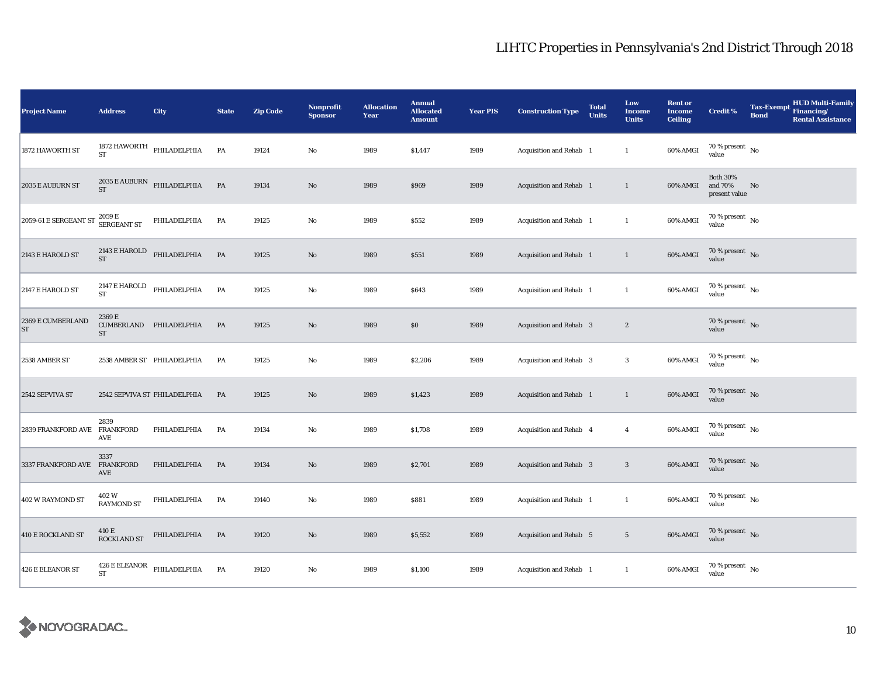# LIHTC Properties in Pennsylvania's 2nd District Through 2018

| Project Name | Address | City | State | Zip Code | Nonprofit Sponsor | Allocation Year | Annual Allocated Amount | Year PIS | Construction Type | Total Units | Low Income Units | Rent or Income Ceiling | Credit % | Tax-Exempt Bond | HUD Multi-Family Financing/ Rental Assistance |
|---|---|---|---|---|---|---|---|---|---|---|---|---|---|---|---|
| 1872 HAWORTH ST | 1872 HAWORTH ST | PHILADELPHIA | PA | 19124 | No | 1989 | $1,447 | 1989 | Acquisition and Rehab | 1 | 1 | 60% AMGI | 70 % present value | No | |
| 2035 E AUBURN ST | 2035 E AUBURN ST | PHILADELPHIA | PA | 19134 | No | 1989 | $969 | 1989 | Acquisition and Rehab | 1 | 1 | 60% AMGI | Both 30% and 70% present value | No | |
| 2059-61 E SERGEANT ST | 2059 E SERGEANT ST | PHILADELPHIA | PA | 19125 | No | 1989 | $552 | 1989 | Acquisition and Rehab | 1 | 1 | 60% AMGI | 70 % present value | No | |
| 2143 E HAROLD ST | 2143 E HAROLD ST | PHILADELPHIA | PA | 19125 | No | 1989 | $551 | 1989 | Acquisition and Rehab | 1 | 1 | 60% AMGI | 70 % present value | No | |
| 2147 E HAROLD ST | 2147 E HAROLD ST | PHILADELPHIA | PA | 19125 | No | 1989 | $643 | 1989 | Acquisition and Rehab | 1 | 1 | 60% AMGI | 70 % present value | No | |
| 2369 E CUMBERLAND ST | 2369 E CUMBERLAND ST | PHILADELPHIA | PA | 19125 | No | 1989 | $0 | 1989 | Acquisition and Rehab | 3 | 2 | | 70 % present value | No | |
| 2538 AMBER ST | 2538 AMBER ST | PHILADELPHIA | PA | 19125 | No | 1989 | $2,206 | 1989 | Acquisition and Rehab | 3 | 3 | 60% AMGI | 70 % present value | No | |
| 2542 SEPVIVA ST | 2542 SEPVIVA ST | PHILADELPHIA | PA | 19125 | No | 1989 | $1,423 | 1989 | Acquisition and Rehab | 1 | 1 | 60% AMGI | 70 % present value | No | |
| 2839 FRANKFORD AVE | 2839 FRANKFORD AVE | PHILADELPHIA | PA | 19134 | No | 1989 | $1,708 | 1989 | Acquisition and Rehab | 4 | 4 | 60% AMGI | 70 % present value | No | |
| 3337 FRANKFORD AVE | 3337 FRANKFORD AVE | PHILADELPHIA | PA | 19134 | No | 1989 | $2,701 | 1989 | Acquisition and Rehab | 3 | 3 | 60% AMGI | 70 % present value | No | |
| 402 W RAYMOND ST | 402 W RAYMOND ST | PHILADELPHIA | PA | 19140 | No | 1989 | $881 | 1989 | Acquisition and Rehab | 1 | 1 | 60% AMGI | 70 % present value | No | |
| 410 E ROCKLAND ST | 410 E ROCKLAND ST | PHILADELPHIA | PA | 19120 | No | 1989 | $5,552 | 1989 | Acquisition and Rehab | 5 | 5 | 60% AMGI | 70 % present value | No | |
| 426 E ELEANOR ST | 426 E ELEANOR ST | PHILADELPHIA | PA | 19120 | No | 1989 | $1,100 | 1989 | Acquisition and Rehab | 1 | 1 | 60% AMGI | 70 % present value | No | |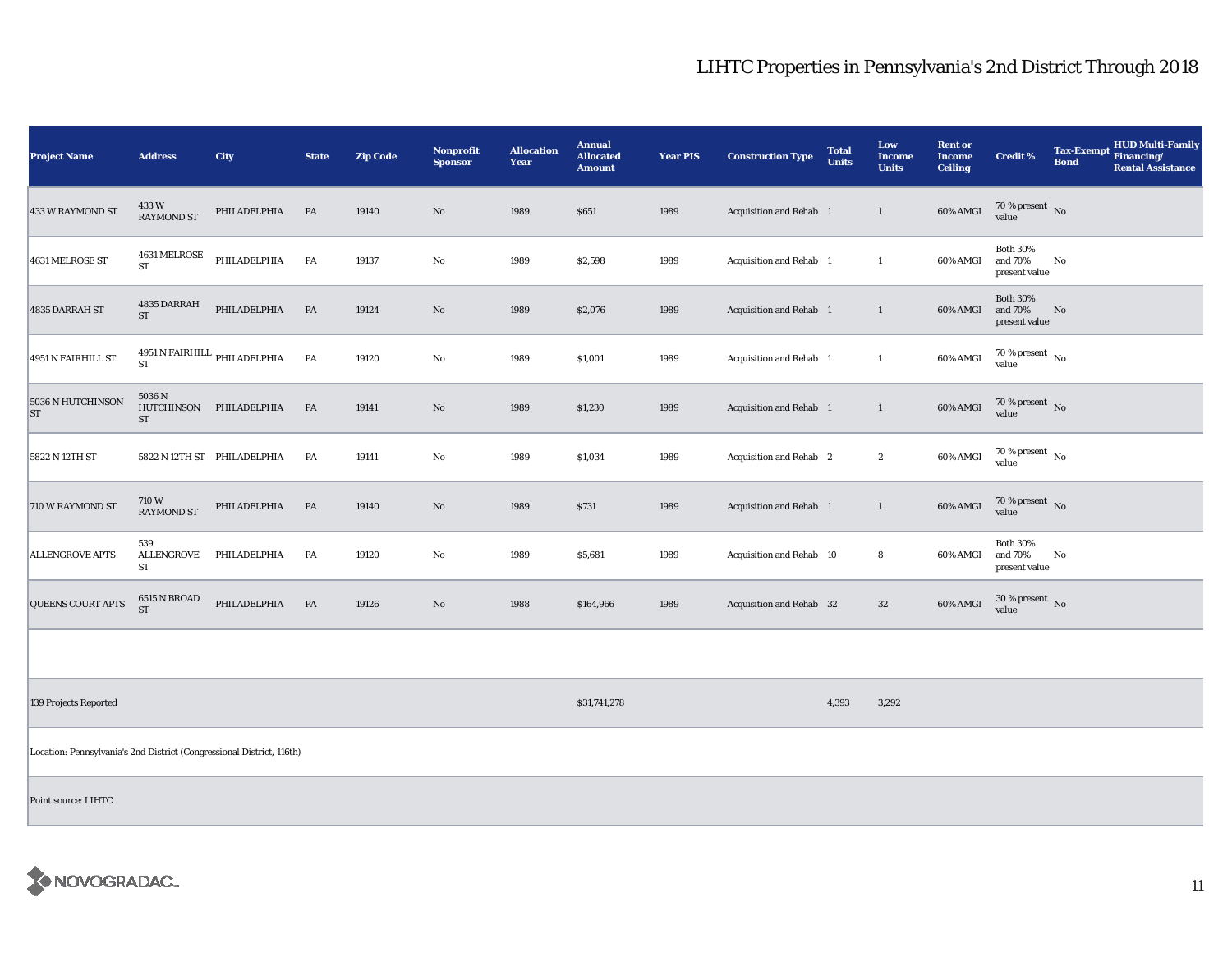## LIHTC Properties in Pennsylvania's 2nd District Through 2018

| Project Name | Address | City | State | Zip Code | Nonprofit Sponsor | Allocation Year | Annual Allocated Amount | Year PIS | Construction Type | Total Units | Low Income Units | Rent or Income Ceiling | Credit % | Tax-Exempt Bond | HUD Multi-Family Financing/ Rental Assistance |
|---|---|---|---|---|---|---|---|---|---|---|---|---|---|---|---|
| 433 W RAYMOND ST | 433 W RAYMOND ST | PHILADELPHIA | PA | 19140 | No | 1989 | $651 | 1989 | Acquisition and Rehab | 1 | 1 | 60% AMGI | 70 % present value | No | |
| 4631 MELROSE ST | 4631 MELROSE ST | PHILADELPHIA | PA | 19137 | No | 1989 | $2,598 | 1989 | Acquisition and Rehab | 1 | 1 | 60% AMGI | Both 30% and 70% present value | No | |
| 4835 DARRAH ST | 4835 DARRAH ST | PHILADELPHIA | PA | 19124 | No | 1989 | $2,076 | 1989 | Acquisition and Rehab | 1 | 1 | 60% AMGI | Both 30% and 70% present value | No | |
| 4951 N FAIRHILL ST | 4951 N FAIRHILL ST | PHILADELPHIA | PA | 19120 | No | 1989 | $1,001 | 1989 | Acquisition and Rehab | 1 | 1 | 60% AMGI | 70 % present value | No | |
| 5036 N HUTCHINSON ST | 5036 N HUTCHINSON ST | PHILADELPHIA | PA | 19141 | No | 1989 | $1,230 | 1989 | Acquisition and Rehab | 1 | 1 | 60% AMGI | 70 % present value | No | |
| 5822 N 12TH ST | 5822 N 12TH ST | PHILADELPHIA | PA | 19141 | No | 1989 | $1,034 | 1989 | Acquisition and Rehab | 2 | 2 | 60% AMGI | 70 % present value | No | |
| 710 W RAYMOND ST | 710 W RAYMOND ST | PHILADELPHIA | PA | 19140 | No | 1989 | $731 | 1989 | Acquisition and Rehab | 1 | 1 | 60% AMGI | 70 % present value | No | |
| ALLENGROVE APTS | 539 ALLENGROVE ST | PHILADELPHIA | PA | 19120 | No | 1989 | $5,681 | 1989 | Acquisition and Rehab | 10 | 8 | 60% AMGI | Both 30% and 70% present value | No | |
| QUEENS COURT APTS | 6515 N BROAD ST | PHILADELPHIA | PA | 19126 | No | 1988 | $164,966 | 1989 | Acquisition and Rehab | 32 | 32 | 60% AMGI | 30 % present value | No | |
| | | | | | | | | | | | | | | | |
| 139 Projects Reported | | | | | | | $31,741,278 | | | 4,393 | 3,292 | | | | |

Location: Pennsylvania's 2nd District (Congressional District, 116th)

Point source: LIHTC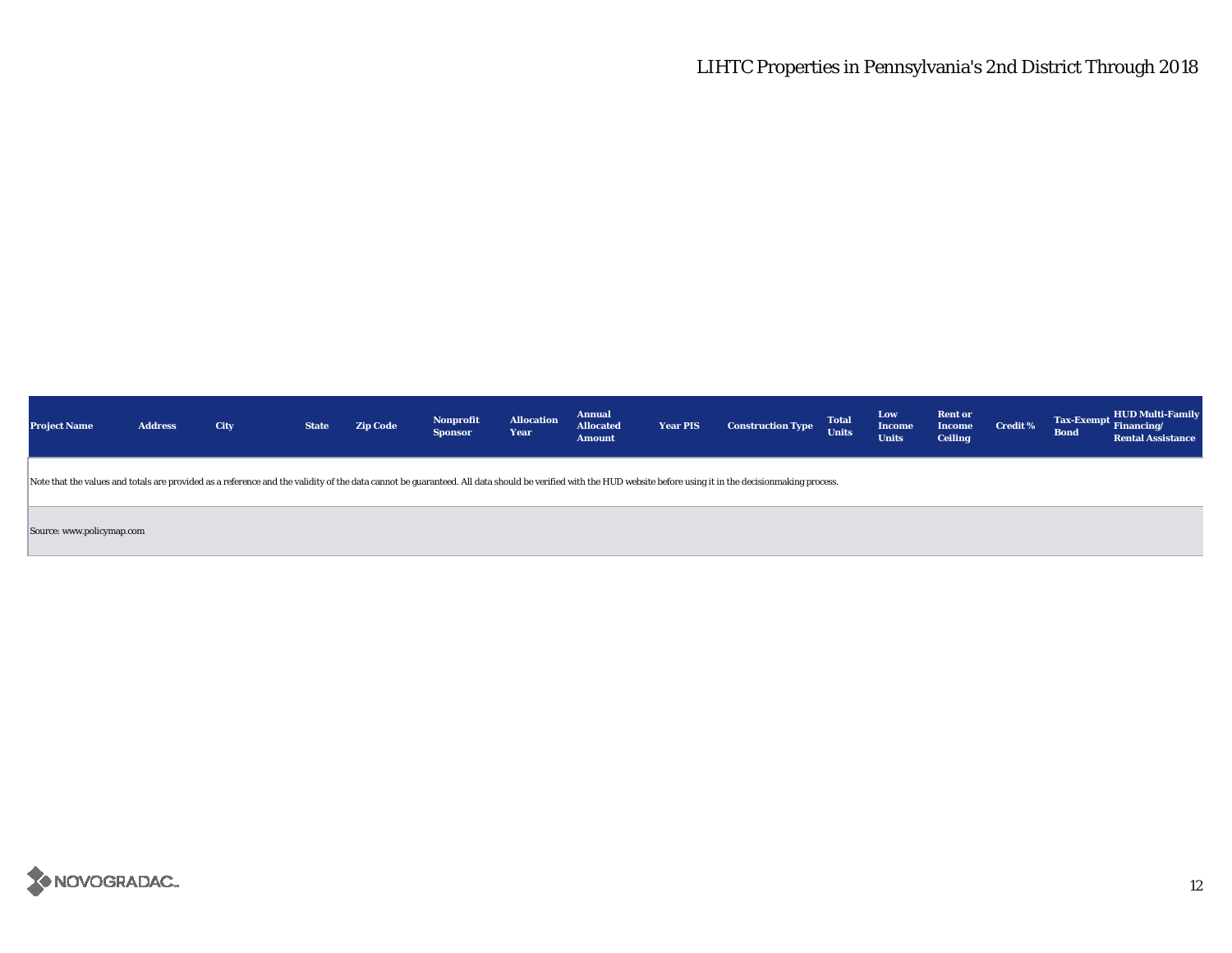# LIHTC Properties in Pennsylvania's 2nd District Through 2018

| Project Name | Address | City | State | Zip Code | Nonprofit Sponsor | Allocation Year | Annual Allocated Amount | Year PIS | Construction Type | Total Units | Low Income Units | Rent or Income Ceiling | Credit % | Tax-Exempt Bond | HUD Multi-Family Financing/ Rental Assistance |
|---|---|---|---|---|---|---|---|---|---|---|---|---|---|---|---|

Note that the values and totals are provided as a reference and the validity of the data cannot be guaranteed. All data should be verified with the HUD website before using it in the decisionmaking process.

Source: www.policymap.com